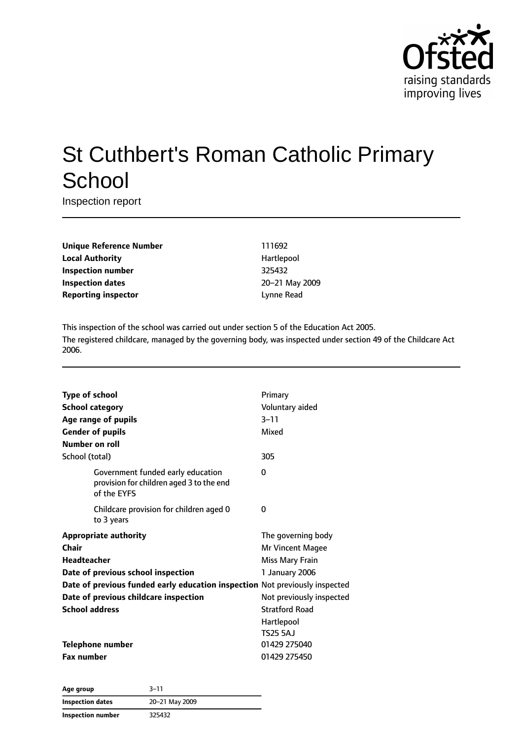# St Cuthbert's Roman Catholic Primary School

Inspection report

| | |
|---|---|
| **Unique Reference Number** | 111692 |
| **Local Authority** | Hartlepool |
| **Inspection number** | 325432 |
| **Inspection dates** | 20–21 May 2009 |
| **Reporting inspector** | Lynne Read |

This inspection of the school was carried out under section 5 of the Education Act 2005.

The registered childcare, managed by the governing body, was inspected under section 49 of the Childcare Act 2006.

| | |
|---|---|
| **Type of school** | Primary |
| **School category** | Voluntary aided |
| **Age range of pupils** | 3–11 |
| **Gender of pupils** | Mixed |
| **Number on roll** | |
| School (total) | 305 |
| Government funded early education provision for children aged 3 to the end of the EYFS | 0 |
| Childcare provision for children aged 0 to 3 years | 0 |
| **Appropriate authority** | The governing body |
| **Chair** | Mr Vincent Magee |
| **Headteacher** | Miss Mary Frain |
| **Date of previous school inspection** | 1 January 2006 |
| **Date of previous funded early education inspection** | Not previously inspected |
| **Date of previous childcare inspection** | Not previously inspected |
| **School address** | Stratford Road<br>Hartlepool<br>TS25 5AJ |
| **Telephone number** | 01429 275040 |
| **Fax number** | 01429 275450 |

| | |
|---|---|
| **Age group** | 3–11 |
| **Inspection dates** | 20–21 May 2009 |
| **Inspection number** | 325432 |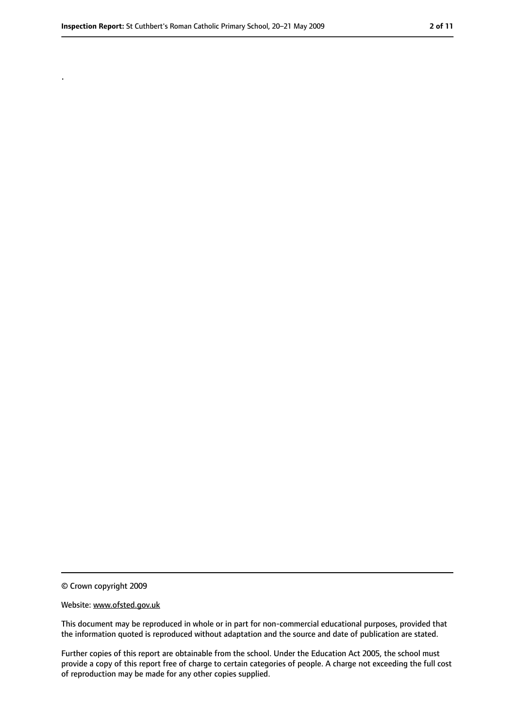.

© Crown copyright 2009

Website: www.ofsted.gov.uk

This document may be reproduced in whole or in part for non-commercial educational purposes, provided that the information quoted is reproduced without adaptation and the source and date of publication are stated.

Further copies of this report are obtainable from the school. Under the Education Act 2005, the school must provide a copy of this report free of charge to certain categories of people. A charge not exceeding the full cost of reproduction may be made for any other copies supplied.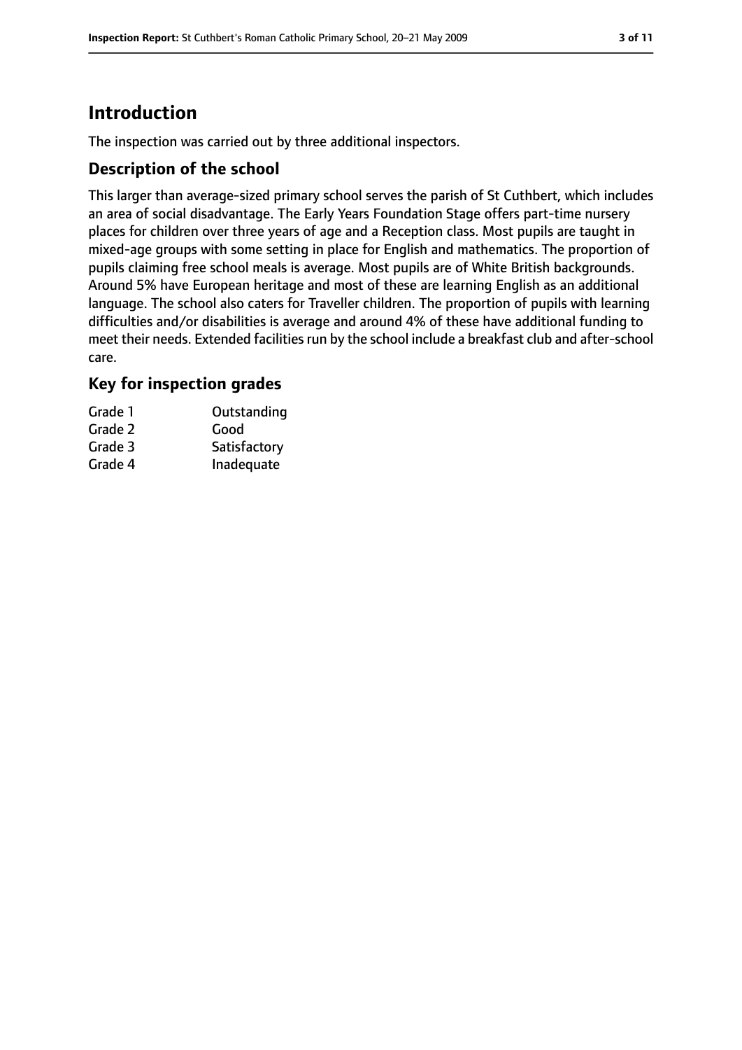# Introduction

The inspection was carried out by three additional inspectors.

## Description of the school

This larger than average-sized primary school serves the parish of St Cuthbert, which includes an area of social disadvantage. The Early Years Foundation Stage offers part-time nursery places for children over three years of age and a Reception class. Most pupils are taught in mixed-age groups with some setting in place for English and mathematics. The proportion of pupils claiming free school meals is average. Most pupils are of White British backgrounds. Around 5% have European heritage and most of these are learning English as an additional language. The school also caters for Traveller children. The proportion of pupils with learning difficulties and/or disabilities is average and around 4% of these have additional funding to meet their needs. Extended facilities run by the school include a breakfast club and after-school care.

## Key for inspection grades

| | |
|---|---|
| Grade 1 | Outstanding |
| Grade 2 | Good |
| Grade 3 | Satisfactory |
| Grade 4 | Inadequate |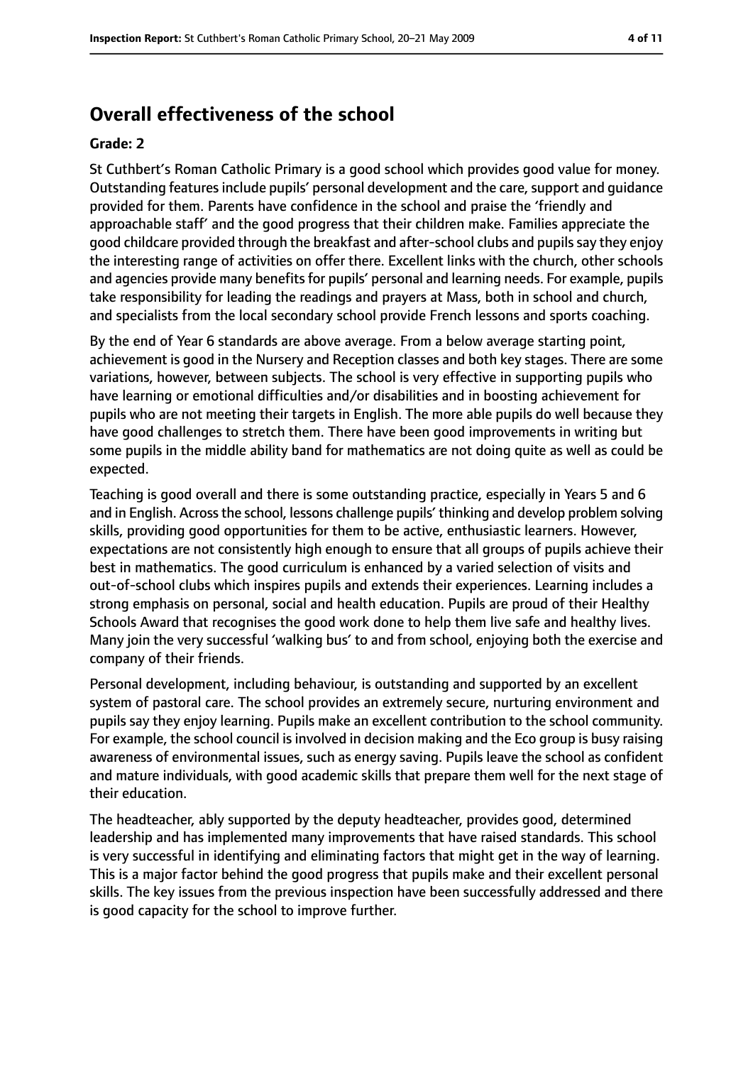## Overall effectiveness of the school

**Grade: 2**

St Cuthbert's Roman Catholic Primary is a good school which provides good value for money. Outstanding features include pupils' personal development and the care, support and guidance provided for them. Parents have confidence in the school and praise the 'friendly and approachable staff' and the good progress that their children make. Families appreciate the good childcare provided through the breakfast and after-school clubs and pupils say they enjoy the interesting range of activities on offer there. Excellent links with the church, other schools and agencies provide many benefits for pupils' personal and learning needs. For example, pupils take responsibility for leading the readings and prayers at Mass, both in school and church, and specialists from the local secondary school provide French lessons and sports coaching.

By the end of Year 6 standards are above average. From a below average starting point, achievement is good in the Nursery and Reception classes and both key stages. There are some variations, however, between subjects. The school is very effective in supporting pupils who have learning or emotional difficulties and/or disabilities and in boosting achievement for pupils who are not meeting their targets in English. The more able pupils do well because they have good challenges to stretch them. There have been good improvements in writing but some pupils in the middle ability band for mathematics are not doing quite as well as could be expected.

Teaching is good overall and there is some outstanding practice, especially in Years 5 and 6 and in English. Across the school, lessons challenge pupils' thinking and develop problem solving skills, providing good opportunities for them to be active, enthusiastic learners. However, expectations are not consistently high enough to ensure that all groups of pupils achieve their best in mathematics. The good curriculum is enhanced by a varied selection of visits and out-of-school clubs which inspires pupils and extends their experiences. Learning includes a strong emphasis on personal, social and health education. Pupils are proud of their Healthy Schools Award that recognises the good work done to help them live safe and healthy lives. Many join the very successful 'walking bus' to and from school, enjoying both the exercise and company of their friends.

Personal development, including behaviour, is outstanding and supported by an excellent system of pastoral care. The school provides an extremely secure, nurturing environment and pupils say they enjoy learning. Pupils make an excellent contribution to the school community. For example, the school council is involved in decision making and the Eco group is busy raising awareness of environmental issues, such as energy saving. Pupils leave the school as confident and mature individuals, with good academic skills that prepare them well for the next stage of their education.

The headteacher, ably supported by the deputy headteacher, provides good, determined leadership and has implemented many improvements that have raised standards. This school is very successful in identifying and eliminating factors that might get in the way of learning. This is a major factor behind the good progress that pupils make and their excellent personal skills. The key issues from the previous inspection have been successfully addressed and there is good capacity for the school to improve further.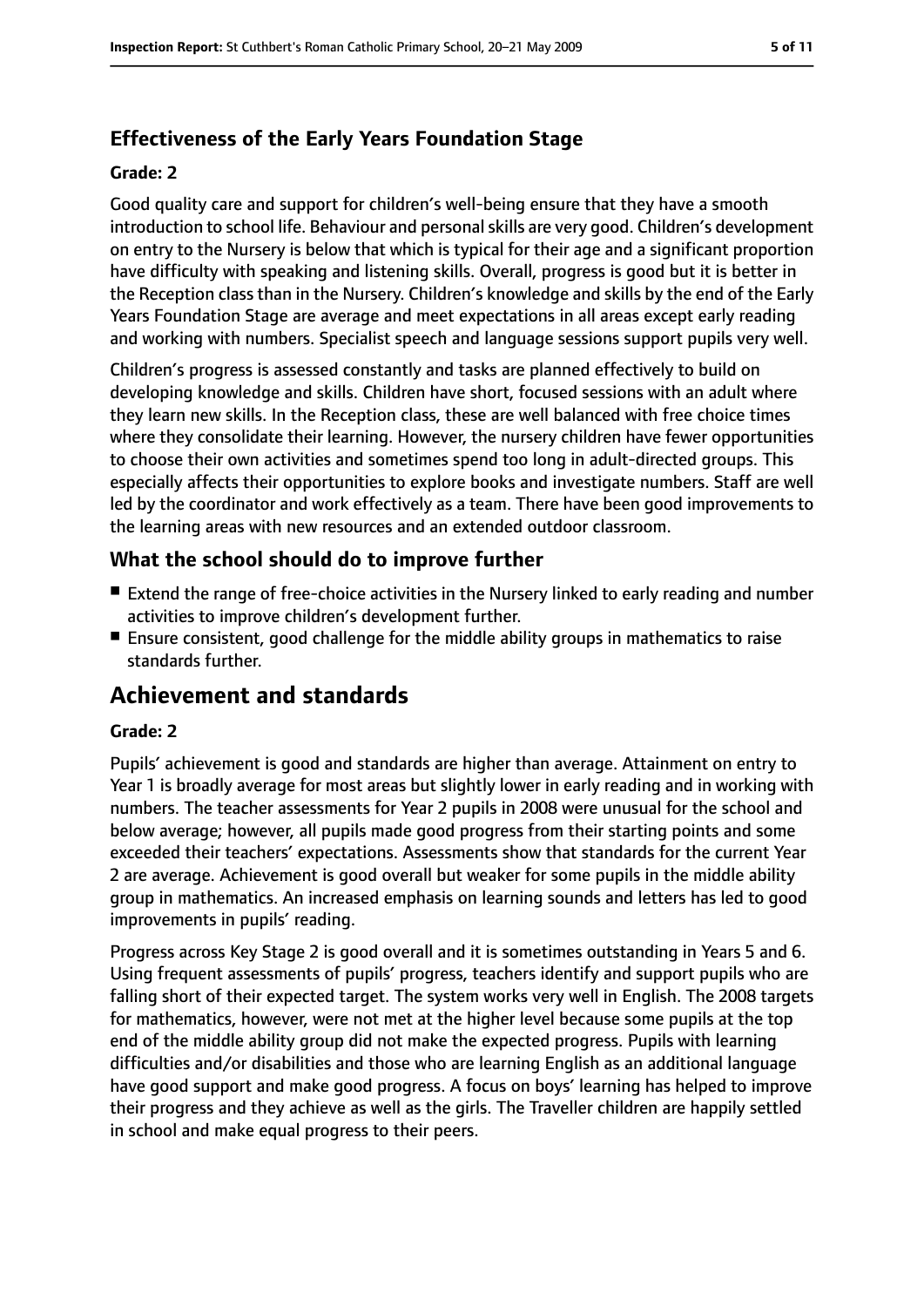### Effectiveness of the Early Years Foundation Stage

#### Grade: 2

Good quality care and support for children's well-being ensure that they have a smooth introduction to school life. Behaviour and personal skills are very good. Children's development on entry to the Nursery is below that which is typical for their age and a significant proportion have difficulty with speaking and listening skills. Overall, progress is good but it is better in the Reception class than in the Nursery. Children's knowledge and skills by the end of the Early Years Foundation Stage are average and meet expectations in all areas except early reading and working with numbers. Specialist speech and language sessions support pupils very well.

Children's progress is assessed constantly and tasks are planned effectively to build on developing knowledge and skills. Children have short, focused sessions with an adult where they learn new skills. In the Reception class, these are well balanced with free choice times where they consolidate their learning. However, the nursery children have fewer opportunities to choose their own activities and sometimes spend too long in adult-directed groups. This especially affects their opportunities to explore books and investigate numbers. Staff are well led by the coordinator and work effectively as a team. There have been good improvements to the learning areas with new resources and an extended outdoor classroom.

### What the school should do to improve further

- Extend the range of free-choice activities in the Nursery linked to early reading and number activities to improve children's development further.
- Ensure consistent, good challenge for the middle ability groups in mathematics to raise standards further.

## Achievement and standards

#### Grade: 2

Pupils' achievement is good and standards are higher than average. Attainment on entry to Year 1 is broadly average for most areas but slightly lower in early reading and in working with numbers. The teacher assessments for Year 2 pupils in 2008 were unusual for the school and below average; however, all pupils made good progress from their starting points and some exceeded their teachers' expectations. Assessments show that standards for the current Year 2 are average. Achievement is good overall but weaker for some pupils in the middle ability group in mathematics. An increased emphasis on learning sounds and letters has led to good improvements in pupils' reading.

Progress across Key Stage 2 is good overall and it is sometimes outstanding in Years 5 and 6. Using frequent assessments of pupils' progress, teachers identify and support pupils who are falling short of their expected target. The system works very well in English. The 2008 targets for mathematics, however, were not met at the higher level because some pupils at the top end of the middle ability group did not make the expected progress. Pupils with learning difficulties and/or disabilities and those who are learning English as an additional language have good support and make good progress. A focus on boys' learning has helped to improve their progress and they achieve as well as the girls. The Traveller children are happily settled in school and make equal progress to their peers.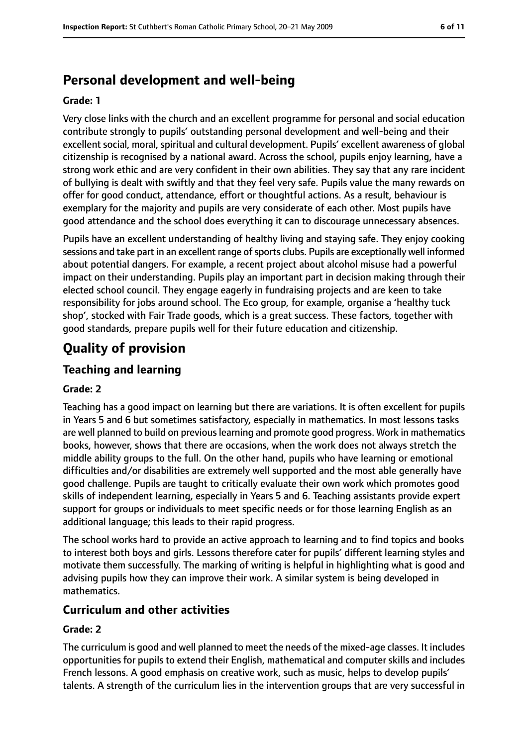## Personal development and well-being

**Grade: 1**

Very close links with the church and an excellent programme for personal and social education contribute strongly to pupils' outstanding personal development and well-being and their excellent social, moral, spiritual and cultural development. Pupils' excellent awareness of global citizenship is recognised by a national award. Across the school, pupils enjoy learning, have a strong work ethic and are very confident in their own abilities. They say that any rare incident of bullying is dealt with swiftly and that they feel very safe. Pupils value the many rewards on offer for good conduct, attendance, effort or thoughtful actions. As a result, behaviour is exemplary for the majority and pupils are very considerate of each other. Most pupils have good attendance and the school does everything it can to discourage unnecessary absences.

Pupils have an excellent understanding of healthy living and staying safe. They enjoy cooking sessions and take part in an excellent range of sports clubs. Pupils are exceptionally well informed about potential dangers. For example, a recent project about alcohol misuse had a powerful impact on their understanding. Pupils play an important part in decision making through their elected school council. They engage eagerly in fundraising projects and are keen to take responsibility for jobs around school. The Eco group, for example, organise a 'healthy tuck shop', stocked with Fair Trade goods, which is a great success. These factors, together with good standards, prepare pupils well for their future education and citizenship.

# Quality of provision

## Teaching and learning

**Grade: 2**

Teaching has a good impact on learning but there are variations. It is often excellent for pupils in Years 5 and 6 but sometimes satisfactory, especially in mathematics. In most lessons tasks are well planned to build on previous learning and promote good progress. Work in mathematics books, however, shows that there are occasions, when the work does not always stretch the middle ability groups to the full. On the other hand, pupils who have learning or emotional difficulties and/or disabilities are extremely well supported and the most able generally have good challenge. Pupils are taught to critically evaluate their own work which promotes good skills of independent learning, especially in Years 5 and 6. Teaching assistants provide expert support for groups or individuals to meet specific needs or for those learning English as an additional language; this leads to their rapid progress.

The school works hard to provide an active approach to learning and to find topics and books to interest both boys and girls. Lessons therefore cater for pupils' different learning styles and motivate them successfully. The marking of writing is helpful in highlighting what is good and advising pupils how they can improve their work. A similar system is being developed in mathematics.

## Curriculum and other activities

**Grade: 2**

The curriculum is good and well planned to meet the needs of the mixed-age classes. It includes opportunities for pupils to extend their English, mathematical and computer skills and includes French lessons. A good emphasis on creative work, such as music, helps to develop pupils' talents. A strength of the curriculum lies in the intervention groups that are very successful in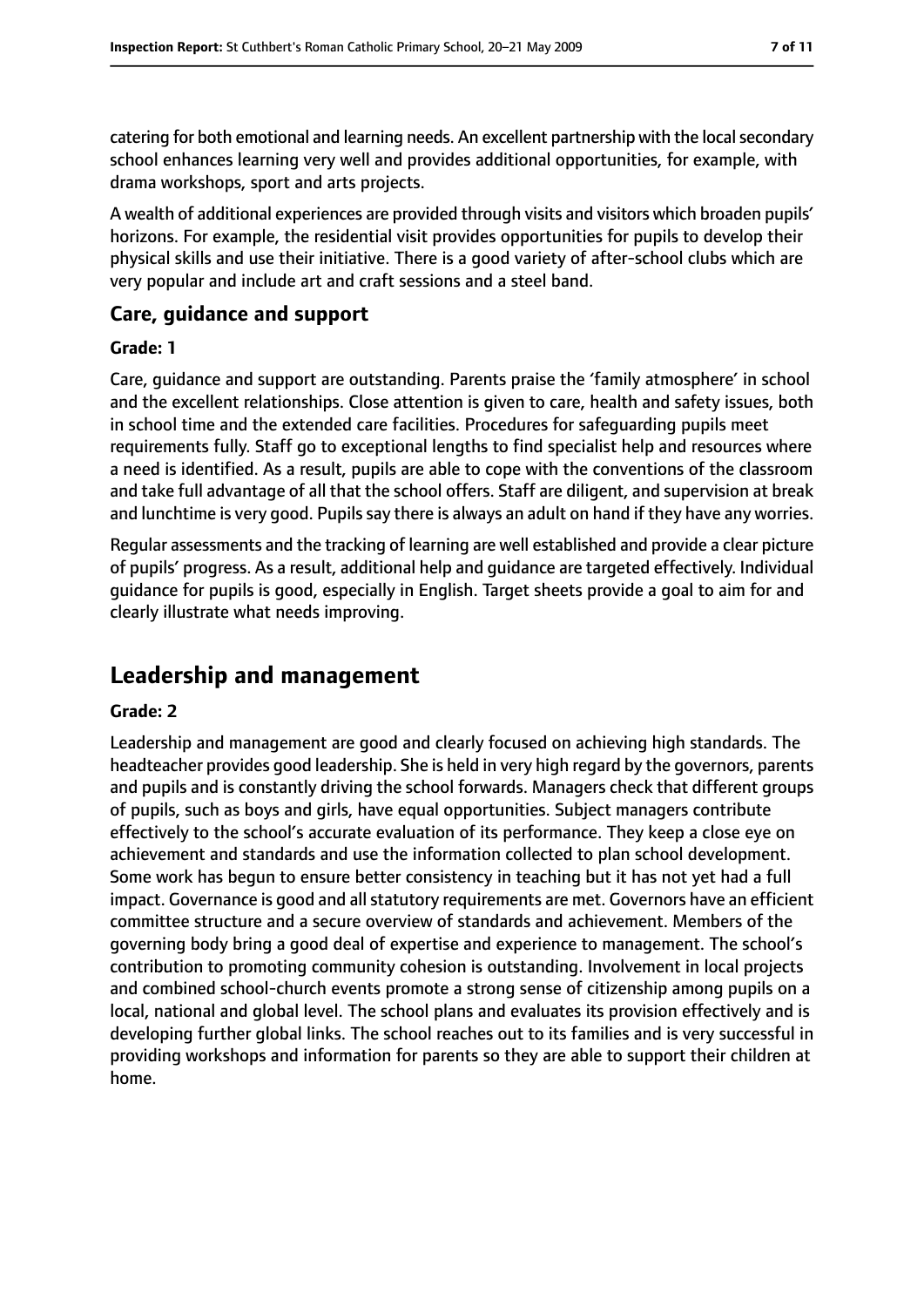catering for both emotional and learning needs. An excellent partnership with the local secondary school enhances learning very well and provides additional opportunities, for example, with drama workshops, sport and arts projects.

A wealth of additional experiences are provided through visits and visitors which broaden pupils' horizons. For example, the residential visit provides opportunities for pupils to develop their physical skills and use their initiative. There is a good variety of after-school clubs which are very popular and include art and craft sessions and a steel band.

### Care, guidance and support

#### Grade: 1

Care, guidance and support are outstanding. Parents praise the 'family atmosphere' in school and the excellent relationships. Close attention is given to care, health and safety issues, both in school time and the extended care facilities. Procedures for safeguarding pupils meet requirements fully. Staff go to exceptional lengths to find specialist help and resources where a need is identified. As a result, pupils are able to cope with the conventions of the classroom and take full advantage of all that the school offers. Staff are diligent, and supervision at break and lunchtime is very good. Pupils say there is always an adult on hand if they have any worries.

Regular assessments and the tracking of learning are well established and provide a clear picture of pupils' progress. As a result, additional help and guidance are targeted effectively. Individual guidance for pupils is good, especially in English. Target sheets provide a goal to aim for and clearly illustrate what needs improving.

## Leadership and management

#### Grade: 2

Leadership and management are good and clearly focused on achieving high standards. The headteacher provides good leadership. She is held in very high regard by the governors, parents and pupils and is constantly driving the school forwards. Managers check that different groups of pupils, such as boys and girls, have equal opportunities. Subject managers contribute effectively to the school's accurate evaluation of its performance. They keep a close eye on achievement and standards and use the information collected to plan school development. Some work has begun to ensure better consistency in teaching but it has not yet had a full impact. Governance is good and all statutory requirements are met. Governors have an efficient committee structure and a secure overview of standards and achievement. Members of the governing body bring a good deal of expertise and experience to management. The school's contribution to promoting community cohesion is outstanding. Involvement in local projects and combined school-church events promote a strong sense of citizenship among pupils on a local, national and global level. The school plans and evaluates its provision effectively and is developing further global links. The school reaches out to its families and is very successful in providing workshops and information for parents so they are able to support their children at home.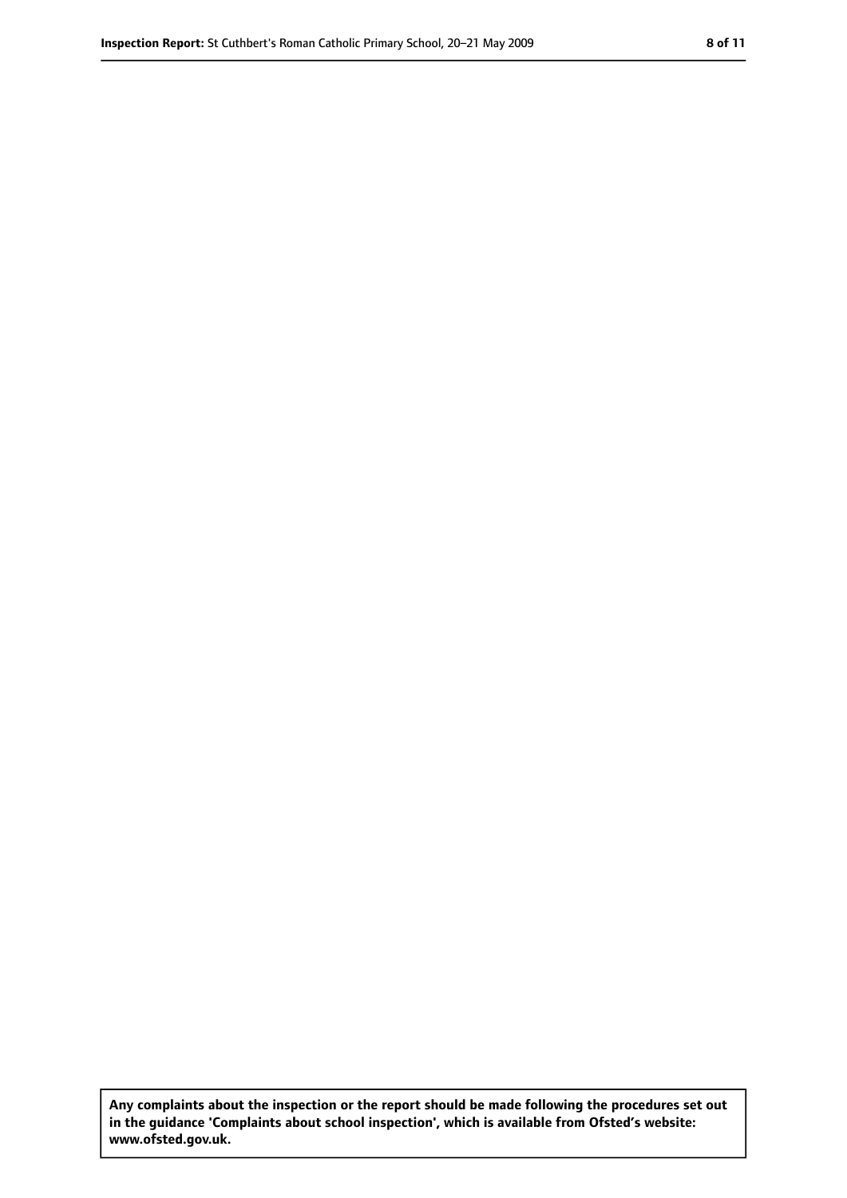**Any complaints about the inspection or the report should be made following the procedures set out in the guidance 'Complaints about school inspection', which is available from Ofsted's website: www.ofsted.gov.uk.**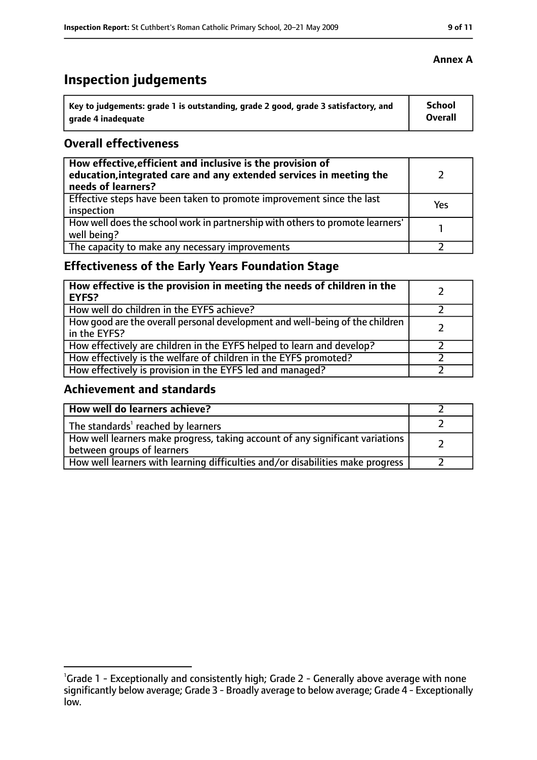**Annex A**

# Inspection judgements

| Key to judgements: grade 1 is outstanding, grade 2 good, grade 3 satisfactory, and grade 4 inadequate | School Overall |
|---|---|

## Overall effectiveness

| | |
|---|---|
| **How effective, efficient and inclusive is the provision of education, integrated care and any extended services in meeting the needs of learners?** | 2 |
| Effective steps have been taken to promote improvement since the last inspection | Yes |
| How well does the school work in partnership with others to promote learners' well being? | 1 |
| The capacity to make any necessary improvements | 2 |

## Effectiveness of the Early Years Foundation Stage

| | |
|---|---|
| **How effective is the provision in meeting the needs of children in the EYFS?** | 2 |
| How well do children in the EYFS achieve? | 2 |
| How good are the overall personal development and well-being of the children in the EYFS? | 2 |
| How effectively are children in the EYFS helped to learn and develop? | 2 |
| How effectively is the welfare of children in the EYFS promoted? | 2 |
| How effectively is provision in the EYFS led and managed? | 2 |

## Achievement and standards

| | |
|---|---|
| **How well do learners achieve?** | 2 |
| The standards[1] reached by learners | 2 |
| How well learners make progress, taking account of any significant variations between groups of learners | 2 |
| How well learners with learning difficulties and/or disabilities make progress | 2 |

[1] Grade 1 - Exceptionally and consistently high; Grade 2 - Generally above average with none significantly below average; Grade 3 - Broadly average to below average; Grade 4 - Exceptionally low.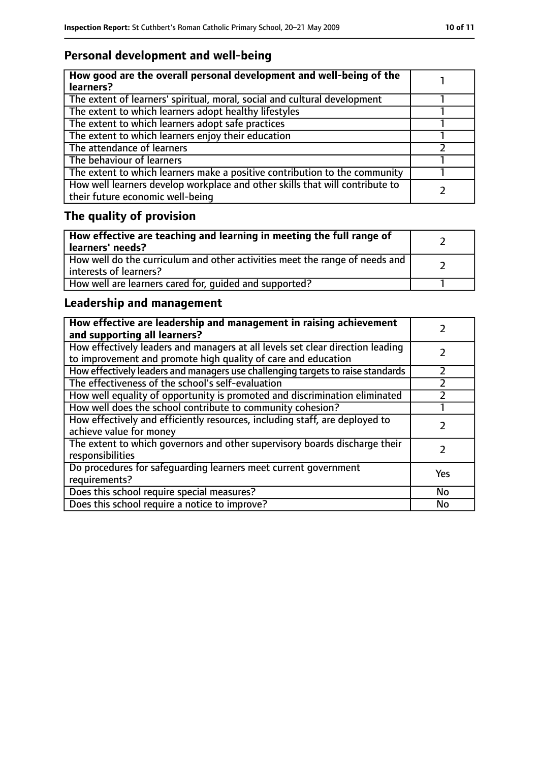## Personal development and well-being

| How good are the overall personal development and well-being of the learners? | 1 |
|---|---|
| The extent of learners' spiritual, moral, social and cultural development | 1 |
| The extent to which learners adopt healthy lifestyles | 1 |
| The extent to which learners adopt safe practices | 1 |
| The extent to which learners enjoy their education | 1 |
| The attendance of learners | 2 |
| The behaviour of learners | 1 |
| The extent to which learners make a positive contribution to the community | 1 |
| How well learners develop workplace and other skills that will contribute to their future economic well-being | 2 |

## The quality of provision

| How effective are teaching and learning in meeting the full range of learners' needs? | 2 |
|---|---|
| How well do the curriculum and other activities meet the range of needs and interests of learners? | 2 |
| How well are learners cared for, guided and supported? | 1 |

## Leadership and management

| How effective are leadership and management in raising achievement and supporting all learners? | 2 |
|---|---|
| How effectively leaders and managers at all levels set clear direction leading to improvement and promote high quality of care and education | 2 |
| How effectively leaders and managers use challenging targets to raise standards | 2 |
| The effectiveness of the school's self-evaluation | 2 |
| How well equality of opportunity is promoted and discrimination eliminated | 2 |
| How well does the school contribute to community cohesion? | 1 |
| How effectively and efficiently resources, including staff, are deployed to achieve value for money | 2 |
| The extent to which governors and other supervisory boards discharge their responsibilities | 2 |
| Do procedures for safeguarding learners meet current government requirements? | Yes |
| Does this school require special measures? | No |
| Does this school require a notice to improve? | No |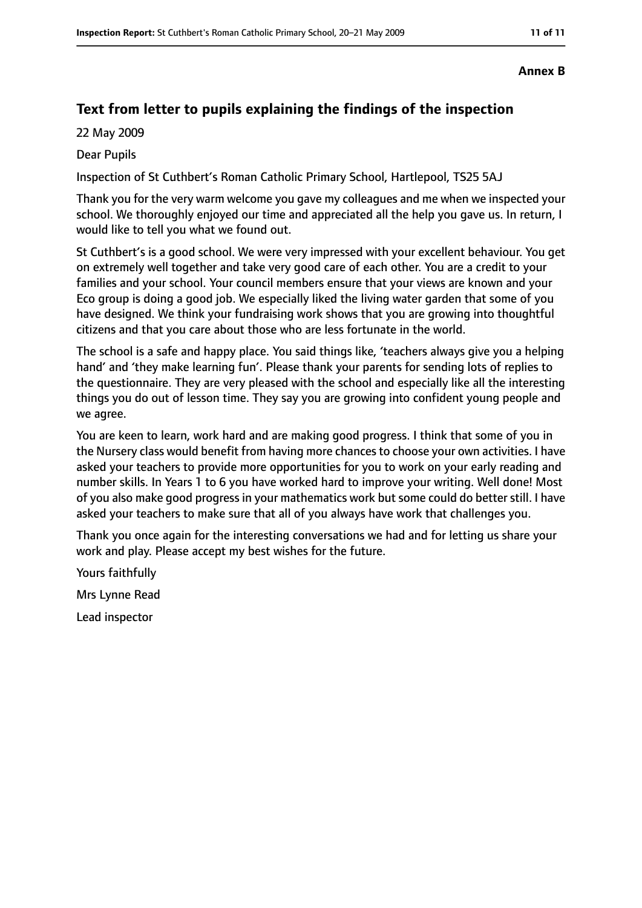**Annex B**

## Text from letter to pupils explaining the findings of the inspection

22 May 2009

Dear Pupils

Inspection of St Cuthbert's Roman Catholic Primary School, Hartlepool, TS25 5AJ

Thank you for the very warm welcome you gave my colleagues and me when we inspected your school. We thoroughly enjoyed our time and appreciated all the help you gave us. In return, I would like to tell you what we found out.

St Cuthbert's is a good school. We were very impressed with your excellent behaviour. You get on extremely well together and take very good care of each other. You are a credit to your families and your school. Your council members ensure that your views are known and your Eco group is doing a good job. We especially liked the living water garden that some of you have designed. We think your fundraising work shows that you are growing into thoughtful citizens and that you care about those who are less fortunate in the world.

The school is a safe and happy place. You said things like, 'teachers always give you a helping hand' and 'they make learning fun'. Please thank your parents for sending lots of replies to the questionnaire. They are very pleased with the school and especially like all the interesting things you do out of lesson time. They say you are growing into confident young people and we agree.

You are keen to learn, work hard and are making good progress. I think that some of you in the Nursery class would benefit from having more chances to choose your own activities. I have asked your teachers to provide more opportunities for you to work on your early reading and number skills. In Years 1 to 6 you have worked hard to improve your writing. Well done! Most of you also make good progress in your mathematics work but some could do better still. I have asked your teachers to make sure that all of you always have work that challenges you.

Thank you once again for the interesting conversations we had and for letting us share your work and play. Please accept my best wishes for the future.

Yours faithfully

Mrs Lynne Read

Lead inspector